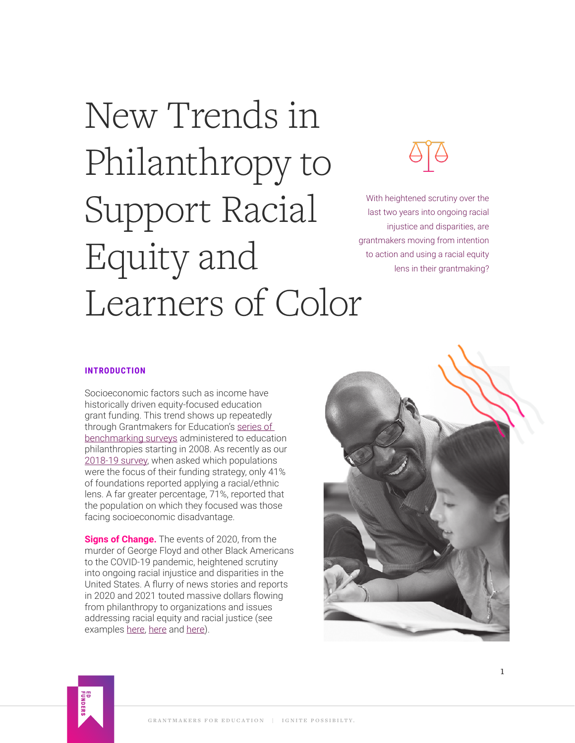# New Trends in Philanthropy to Support Racial Equity and Learners of Color

With heightened scrutiny over the last two years into ongoing racial injustice and disparities, are grantmakers moving from intention to action and using a racial equity lens in their grantmaking?

## INTRODUCTION

Socioeconomic factors such as income have historically driven equity-focused education grant funding. This trend shows up repeatedly through Grantmakers for Education's series of benchmarking surveys administered to education philanthropies starting in 2008. As recently as our 2018-19 survey, when asked which populations were the focus of their funding strategy, only 41% of foundations reported applying a racial/ethnic lens. A far greater percentage, 71%, reported that the population on which they focused was those facing socioeconomic disadvantage.

**Signs of Change.** The events of 2020, from the murder of George Floyd and other Black Americans to the COVID-19 pandemic, heightened scrutiny into ongoing racial injustice and disparities in the United States. A flurry of news stories and reports in 2020 and 2021 touted massive dollars flowing from philanthropy to organizations and issues addressing racial equity and racial justice (see examples here, here and here).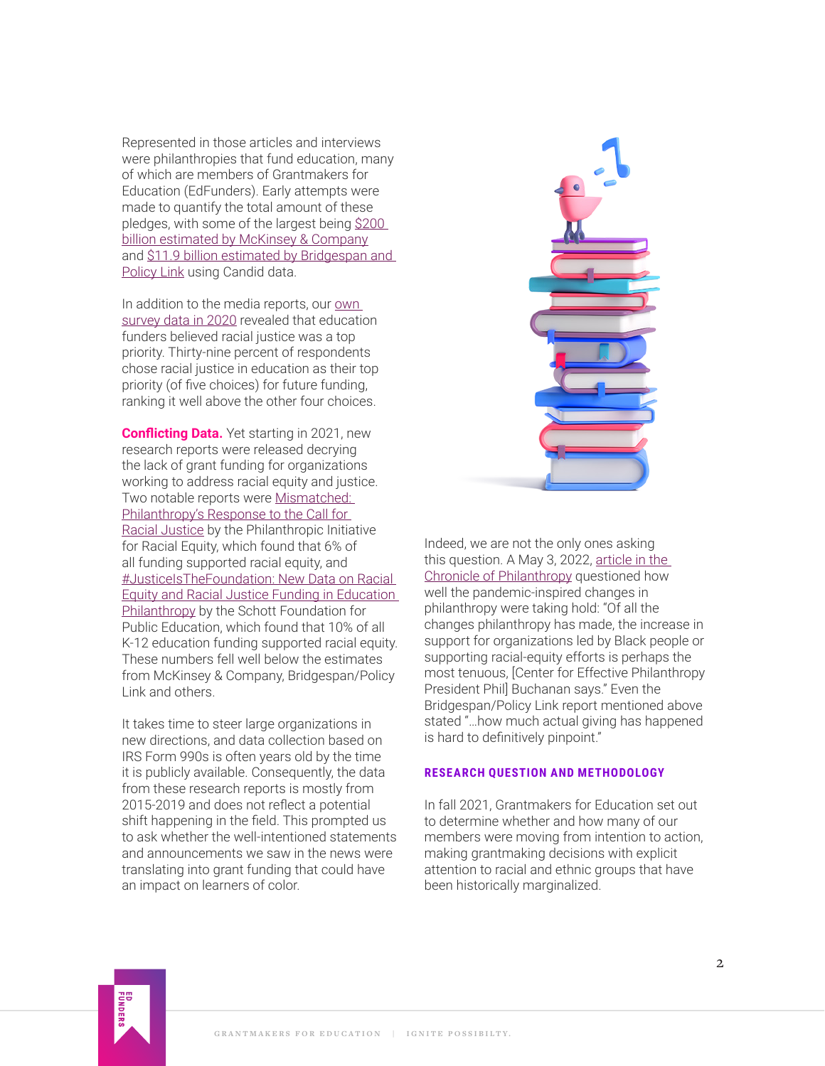Represented in those articles and interviews were philanthropies that fund education, many of which are members of Grantmakers for Education (EdFunders). Early attempts were made to quantify the total amount of these pledges, with some of the largest being $200 billion estimated by McKinsey & Company and $11.9 billion estimated by Bridgespan and Policy Link using Candid data.

In addition to the media reports, our own survey data in 2020 revealed that education funders believed racial justice was a top priority. Thirty-nine percent of respondents chose racial justice in education as their top priority (of five choices) for future funding, ranking it well above the other four choices.

**Conflicting Data.** Yet starting in 2021, new research reports were released decrying the lack of grant funding for organizations working to address racial equity and justice. Two notable reports were Mismatched: Philanthropy's Response to the Call for Racial Justice by the Philanthropic Initiative for Racial Equity, which found that 6% of all funding supported racial equity, and #JusticeIsTheFoundation: New Data on Racial Equity and Racial Justice Funding in Education Philanthropy by the Schott Foundation for Public Education, which found that 10% of all K-12 education funding supported racial equity. These numbers fell well below the estimates from McKinsey & Company, Bridgespan/Policy Link and others.

It takes time to steer large organizations in new directions, and data collection based on IRS Form 990s is often years old by the time it is publicly available. Consequently, the data from these research reports is mostly from 2015-2019 and does not reflect a potential shift happening in the field. This prompted us to ask whether the well-intentioned statements and announcements we saw in the news were translating into grant funding that could have an impact on learners of color.

Indeed, we are not the only ones asking this question. A May 3, 2022, article in the Chronicle of Philanthropy questioned how well the pandemic-inspired changes in philanthropy were taking hold: "Of all the changes philanthropy has made, the increase in support for organizations led by Black people or supporting racial-equity efforts is perhaps the most tenuous, [Center for Effective Philanthropy President Phil] Buchanan says." Even the Bridgespan/Policy Link report mentioned above stated "…how much actual giving has happened is hard to definitively pinpoint."

## RESEARCH QUESTION AND METHODOLOGY

In fall 2021, Grantmakers for Education set out to determine whether and how many of our members were moving from intention to action, making grantmaking decisions with explicit attention to racial and ethnic groups that have been historically marginalized.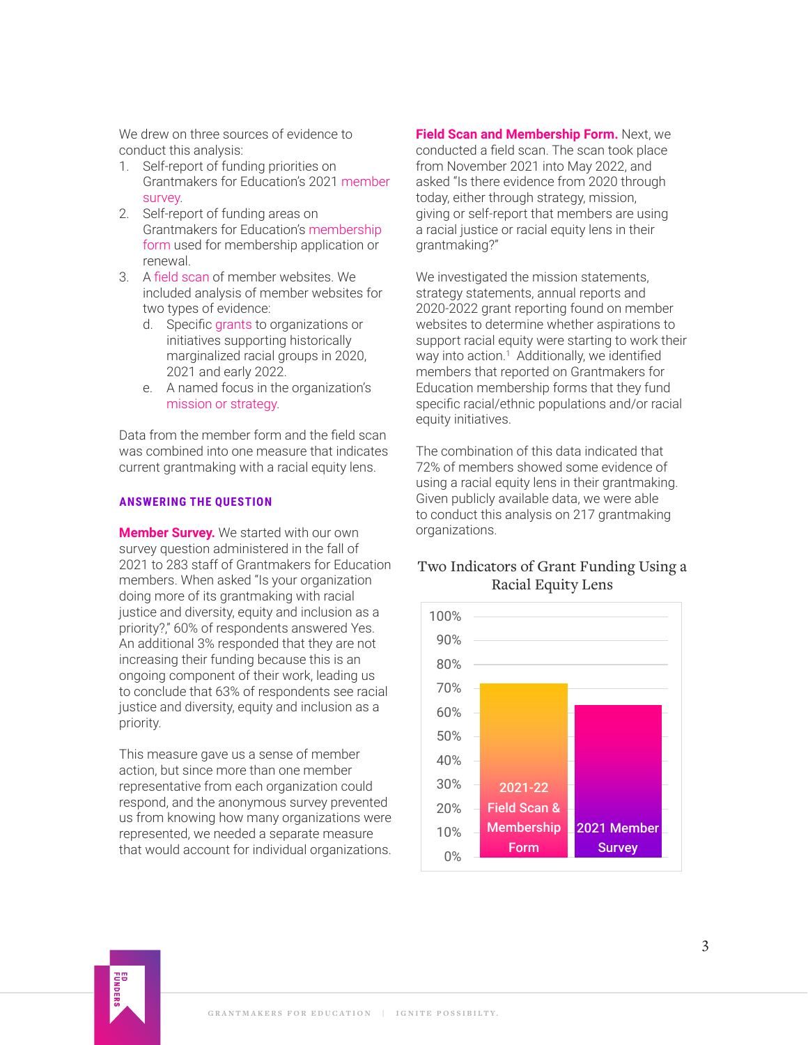We drew on three sources of evidence to conduct this analysis:

1. Self-report of funding priorities on Grantmakers for Education's 2021 member survey.
2. Self-report of funding areas on Grantmakers for Education's membership form used for membership application or renewal.
3. A field scan of member websites. We included analysis of member websites for two types of evidence:
   d. Specific grants to organizations or initiatives supporting historically marginalized racial groups in 2020, 2021 and early 2022.
   e. A named focus in the organization's mission or strategy.

Data from the member form and the field scan was combined into one measure that indicates current grantmaking with a racial equity lens.

### ANSWERING THE QUESTION

**Member Survey.** We started with our own survey question administered in the fall of 2021 to 283 staff of Grantmakers for Education members. When asked "Is your organization doing more of its grantmaking with racial justice and diversity, equity and inclusion as a priority?," 60% of respondents answered Yes. An additional 3% responded that they are not increasing their funding because this is an ongoing component of their work, leading us to conclude that 63% of respondents see racial justice and diversity, equity and inclusion as a priority.

This measure gave us a sense of member action, but since more than one member representative from each organization could respond, and the anonymous survey prevented us from knowing how many organizations were represented, we needed a separate measure that would account for individual organizations.

**Field Scan and Membership Form.** Next, we conducted a field scan. The scan took place from November 2021 into May 2022, and asked "Is there evidence from 2020 through today, either through strategy, mission, giving or self-report that members are using a racial justice or racial equity lens in their grantmaking?"

We investigated the mission statements, strategy statements, annual reports and 2020-2022 grant reporting found on member websites to determine whether aspirations to support racial equity were starting to work their way into action.[1] Additionally, we identified members that reported on Grantmakers for Education membership forms that they fund specific racial/ethnic populations and/or racial equity initiatives.

The combination of this data indicated that 72% of members showed some evidence of using a racial equity lens in their grantmaking. Given publicly available data, we were able to conduct this analysis on 217 grantmaking organizations.

Two Indicators of Grant Funding Using a Racial Equity Lens

| Indicator | Percentage |
|---|---|
| 2021-22 Field Scan & Membership Form | 72% |
| 2021 Member Survey | 63% |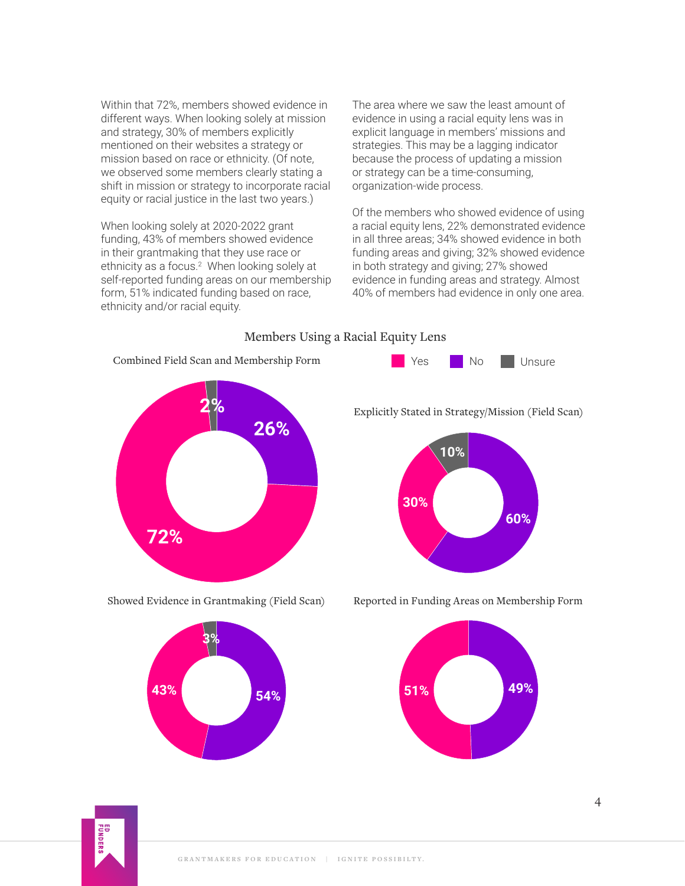Within that 72%, members showed evidence in different ways. When looking solely at mission and strategy, 30% of members explicitly mentioned on their websites a strategy or mission based on race or ethnicity. (Of note, we observed some members clearly stating a shift in mission or strategy to incorporate racial equity or racial justice in the last two years.)

When looking solely at 2020-2022 grant funding, 43% of members showed evidence in their grantmaking that they use race or ethnicity as a focus.[2] When looking solely at self-reported funding areas on our membership form, 51% indicated funding based on race, ethnicity and/or racial equity.

The area where we saw the least amount of evidence in using a racial equity lens was in explicit language in members' missions and strategies. This may be a lagging indicator because the process of updating a mission or strategy can be a time-consuming, organization-wide process.

Of the members who showed evidence of using a racial equity lens, 22% demonstrated evidence in all three areas; 34% showed evidence in both funding areas and giving; 32% showed evidence in both strategy and giving; 27% showed evidence in funding areas and strategy. Almost 40% of members had evidence in only one area.

Members Using a Racial Equity Lens

Yes | No | Unsure

Combined Field Scan and Membership Form

- Yes: 72%
- No: 26%
- Unsure: 2%

Explicitly Stated in Strategy/Mission (Field Scan)

- Yes: 30%
- No: 60%
- Unsure: 10%

Showed Evidence in Grantmaking (Field Scan)

- Yes: 43%
- No: 54%
- Unsure: 3%

Reported in Funding Areas on Membership Form

- Yes: 51%
- No: 49%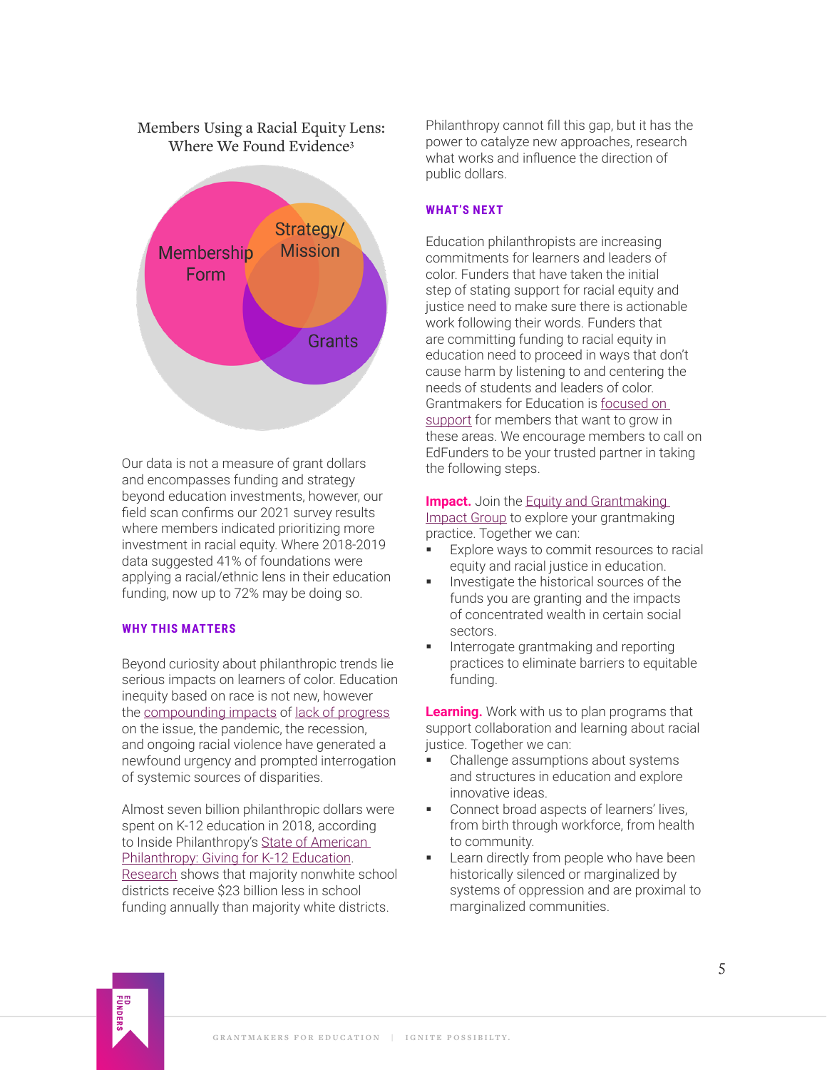Members Using a Racial Equity Lens: Where We Found Evidence[3]

Membership Form

Strategy/ Mission

Grants

Our data is not a measure of grant dollars and encompasses funding and strategy beyond education investments, however, our field scan confirms our 2021 survey results where members indicated prioritizing more investment in racial equity. Where 2018-2019 data suggested 41% of foundations were applying a racial/ethnic lens in their education funding, now up to 72% may be doing so.

### WHY THIS MATTERS

Beyond curiosity about philanthropic trends lie serious impacts on learners of color. Education inequity based on race is not new, however the compounding impacts of lack of progress on the issue, the pandemic, the recession, and ongoing racial violence have generated a newfound urgency and prompted interrogation of systemic sources of disparities.

Almost seven billion philanthropic dollars were spent on K-12 education in 2018, according to Inside Philanthropy's State of American Philanthropy: Giving for K-12 Education. Research shows that majority nonwhite school districts receive $23 billion less in school funding annually than majority white districts.

Philanthropy cannot fill this gap, but it has the power to catalyze new approaches, research what works and influence the direction of public dollars.

### WHAT'S NEXT

Education philanthropists are increasing commitments for learners and leaders of color. Funders that have taken the initial step of stating support for racial equity and justice need to make sure there is actionable work following their words. Funders that are committing funding to racial equity in education need to proceed in ways that don't cause harm by listening to and centering the needs of students and leaders of color. Grantmakers for Education is focused on support for members that want to grow in these areas. We encourage members to call on EdFunders to be your trusted partner in taking the following steps.

**Impact.** Join the Equity and Grantmaking Impact Group to explore your grantmaking practice. Together we can:

- Explore ways to commit resources to racial equity and racial justice in education.
- Investigate the historical sources of the funds you are granting and the impacts of concentrated wealth in certain social sectors.
- Interrogate grantmaking and reporting practices to eliminate barriers to equitable funding.

**Learning.** Work with us to plan programs that support collaboration and learning about racial justice. Together we can:

- Challenge assumptions about systems and structures in education and explore innovative ideas.
- Connect broad aspects of learners' lives, from birth through workforce, from health to community.
- Learn directly from people who have been historically silenced or marginalized by systems of oppression and are proximal to marginalized communities.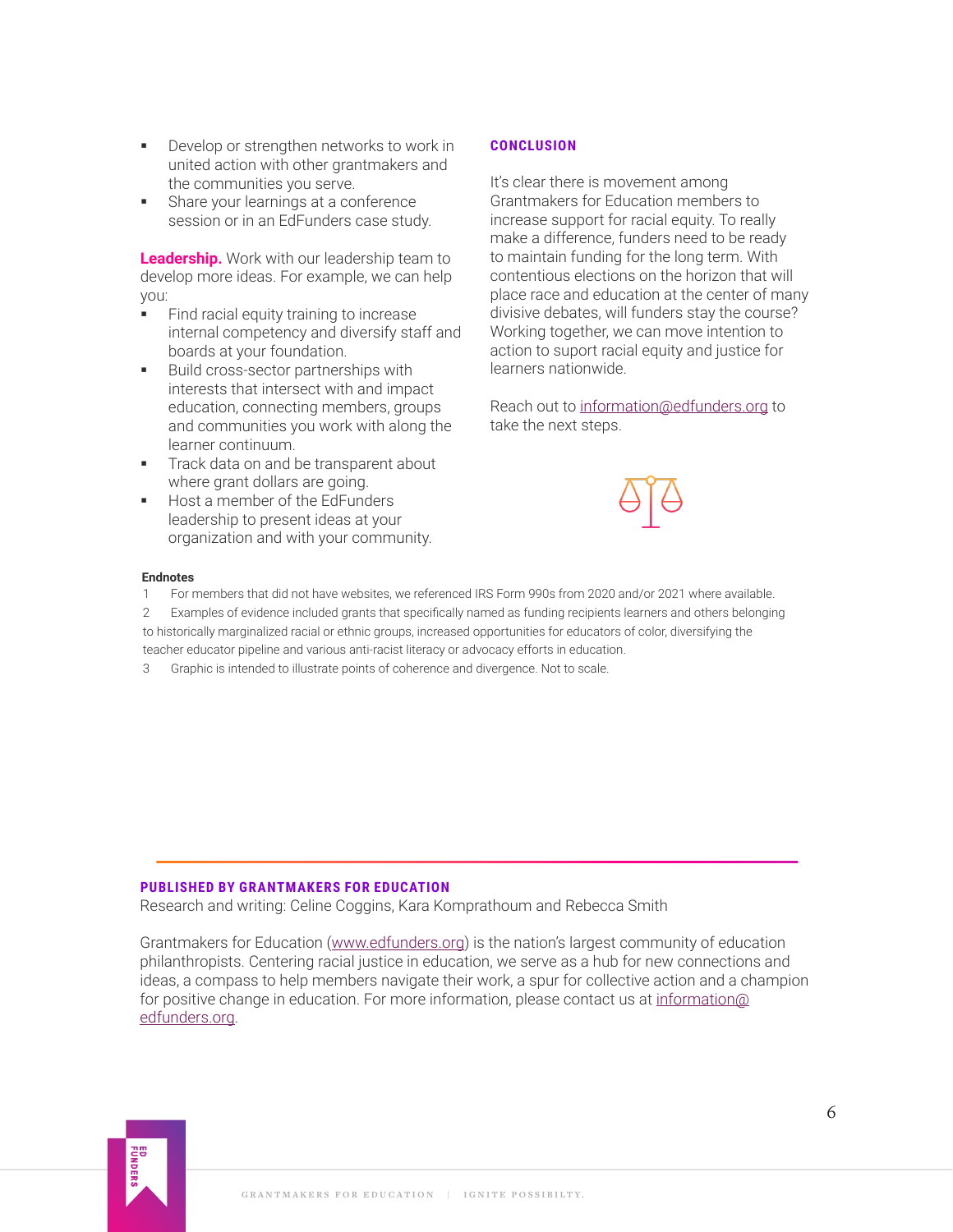- Develop or strengthen networks to work in united action with other grantmakers and the communities you serve.
- Share your learnings at a conference session or in an EdFunders case study.

**Leadership.** Work with our leadership team to develop more ideas. For example, we can help you:

- Find racial equity training to increase internal competency and diversify staff and boards at your foundation.
- Build cross-sector partnerships with interests that intersect with and impact education, connecting members, groups and communities you work with along the learner continuum.
- Track data on and be transparent about where grant dollars are going.
- Host a member of the EdFunders leadership to present ideas at your organization and with your community.

## CONCLUSION

It's clear there is movement among Grantmakers for Education members to increase support for racial equity. To really make a difference, funders need to be ready to maintain funding for the long term. With contentious elections on the horizon that will place race and education at the center of many divisive debates, will funders stay the course? Working together, we can move intention to action to suport racial equity and justice for learners nationwide.

Reach out to information@edfunders.org to take the next steps.

**Endnotes**

1 For members that did not have websites, we referenced IRS Form 990s from 2020 and/or 2021 where available.

2 Examples of evidence included grants that specifically named as funding recipients learners and others belonging to historically marginalized racial or ethnic groups, increased opportunities for educators of color, diversifying the teacher educator pipeline and various anti-racist literacy or advocacy efforts in education.

3 Graphic is intended to illustrate points of coherence and divergence. Not to scale.

**PUBLISHED BY GRANTMAKERS FOR EDUCATION**

Research and writing: Celine Coggins, Kara Komprathoum and Rebecca Smith

Grantmakers for Education (www.edfunders.org) is the nation's largest community of education philanthropists. Centering racial justice in education, we serve as a hub for new connections and ideas, a compass to help members navigate their work, a spur for collective action and a champion for positive change in education. For more information, please contact us at information@edfunders.org.